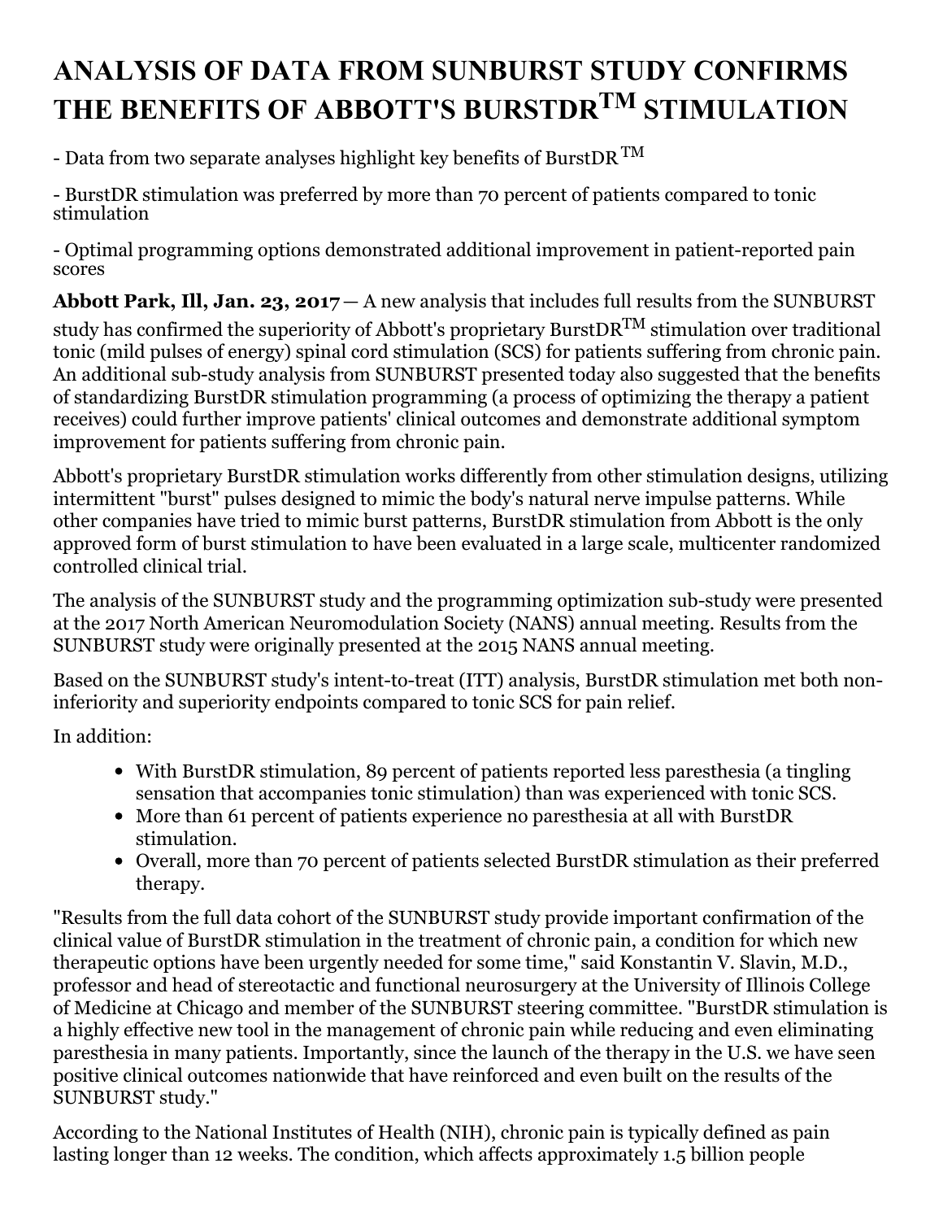# ANALYSIS OF DATA FROM SUNBURST STUDY CONFIRMS THE BENEFITS OF ABBOTT'S BURSTDR™ STIMULATION

- Data from two separate analyses highlight key benefits of BurstDR™

- BurstDR stimulation was preferred by more than 70 percent of patients compared to tonic stimulation

- Optimal programming options demonstrated additional improvement in patient-reported pain scores

**Abbott Park, Ill, Jan. 23, 2017** — A new analysis that includes full results from the SUNBURST study has confirmed the superiority of Abbott's proprietary BurstDR™ stimulation over traditional tonic (mild pulses of energy) spinal cord stimulation (SCS) for patients suffering from chronic pain. An additional sub-study analysis from SUNBURST presented today also suggested that the benefits of standardizing BurstDR stimulation programming (a process of optimizing the therapy a patient receives) could further improve patients' clinical outcomes and demonstrate additional symptom improvement for patients suffering from chronic pain.

Abbott's proprietary BurstDR stimulation works differently from other stimulation designs, utilizing intermittent "burst" pulses designed to mimic the body's natural nerve impulse patterns. While other companies have tried to mimic burst patterns, BurstDR stimulation from Abbott is the only approved form of burst stimulation to have been evaluated in a large scale, multicenter randomized controlled clinical trial.

The analysis of the SUNBURST study and the programming optimization sub-study were presented at the 2017 North American Neuromodulation Society (NANS) annual meeting. Results from the SUNBURST study were originally presented at the 2015 NANS annual meeting.

Based on the SUNBURST study's intent-to-treat (ITT) analysis, BurstDR stimulation met both non-inferiority and superiority endpoints compared to tonic SCS for pain relief.

In addition:

- With BurstDR stimulation, 89 percent of patients reported less paresthesia (a tingling sensation that accompanies tonic stimulation) than was experienced with tonic SCS.
- More than 61 percent of patients experience no paresthesia at all with BurstDR stimulation.
- Overall, more than 70 percent of patients selected BurstDR stimulation as their preferred therapy.

"Results from the full data cohort of the SUNBURST study provide important confirmation of the clinical value of BurstDR stimulation in the treatment of chronic pain, a condition for which new therapeutic options have been urgently needed for some time," said Konstantin V. Slavin, M.D., professor and head of stereotactic and functional neurosurgery at the University of Illinois College of Medicine at Chicago and member of the SUNBURST steering committee. "BurstDR stimulation is a highly effective new tool in the management of chronic pain while reducing and even eliminating paresthesia in many patients. Importantly, since the launch of the therapy in the U.S. we have seen positive clinical outcomes nationwide that have reinforced and even built on the results of the SUNBURST study."

According to the National Institutes of Health (NIH), chronic pain is typically defined as pain lasting longer than 12 weeks. The condition, which affects approximately 1.5 billion people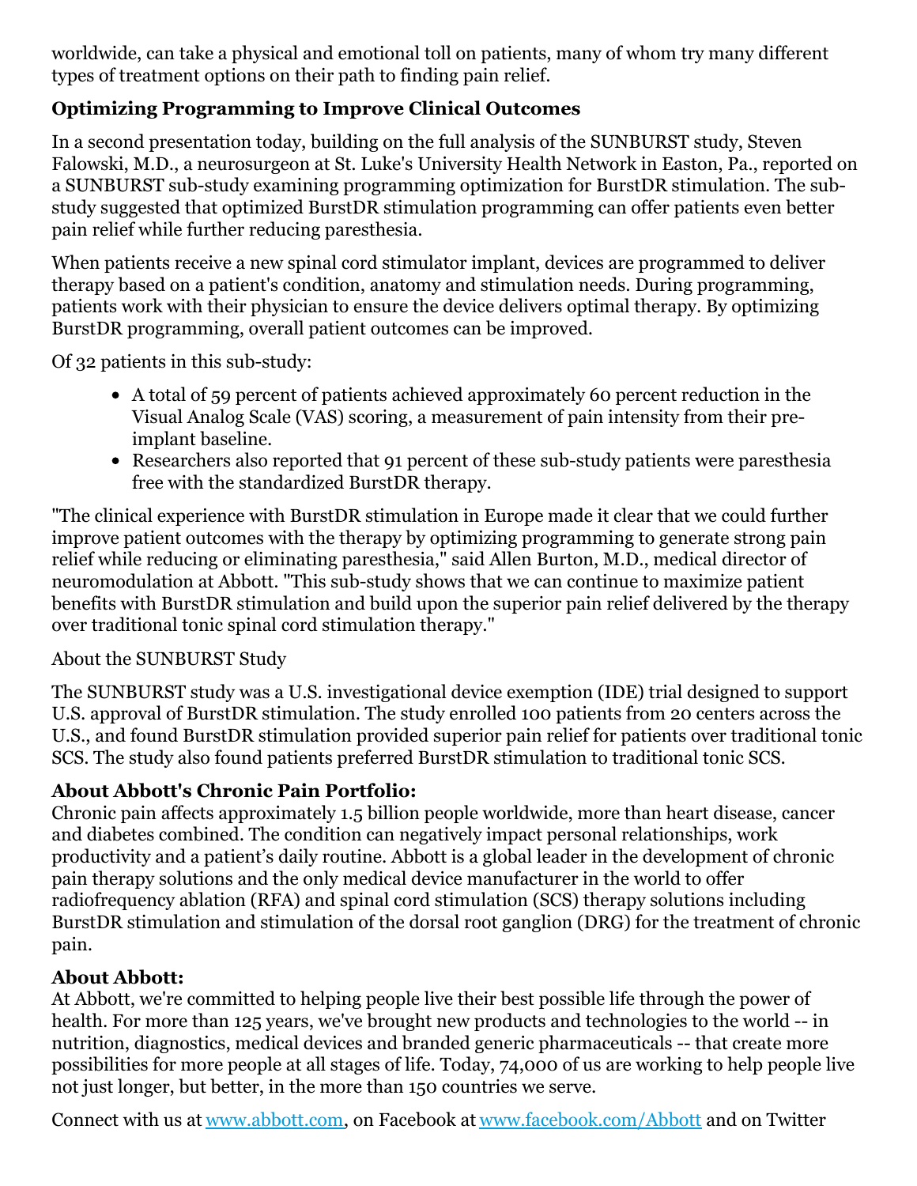worldwide, can take a physical and emotional toll on patients, many of whom try many different types of treatment options on their path to finding pain relief.

**Optimizing Programming to Improve Clinical Outcomes**

In a second presentation today, building on the full analysis of the SUNBURST study, Steven Falowski, M.D., a neurosurgeon at St. Luke's University Health Network in Easton, Pa., reported on a SUNBURST sub-study examining programming optimization for BurstDR stimulation. The sub-study suggested that optimized BurstDR stimulation programming can offer patients even better pain relief while further reducing paresthesia.

When patients receive a new spinal cord stimulator implant, devices are programmed to deliver therapy based on a patient's condition, anatomy and stimulation needs. During programming, patients work with their physician to ensure the device delivers optimal therapy. By optimizing BurstDR programming, overall patient outcomes can be improved.

Of 32 patients in this sub-study:

- A total of 59 percent of patients achieved approximately 60 percent reduction in the Visual Analog Scale (VAS) scoring, a measurement of pain intensity from their pre-implant baseline.
- Researchers also reported that 91 percent of these sub-study patients were paresthesia free with the standardized BurstDR therapy.

"The clinical experience with BurstDR stimulation in Europe made it clear that we could further improve patient outcomes with the therapy by optimizing programming to generate strong pain relief while reducing or eliminating paresthesia," said Allen Burton, M.D., medical director of neuromodulation at Abbott. "This sub-study shows that we can continue to maximize patient benefits with BurstDR stimulation and build upon the superior pain relief delivered by the therapy over traditional tonic spinal cord stimulation therapy."

About the SUNBURST Study

The SUNBURST study was a U.S. investigational device exemption (IDE) trial designed to support U.S. approval of BurstDR stimulation. The study enrolled 100 patients from 20 centers across the U.S., and found BurstDR stimulation provided superior pain relief for patients over traditional tonic SCS. The study also found patients preferred BurstDR stimulation to traditional tonic SCS.

**About Abbott's Chronic Pain Portfolio:**

Chronic pain affects approximately 1.5 billion people worldwide, more than heart disease, cancer and diabetes combined. The condition can negatively impact personal relationships, work productivity and a patient's daily routine. Abbott is a global leader in the development of chronic pain therapy solutions and the only medical device manufacturer in the world to offer radiofrequency ablation (RFA) and spinal cord stimulation (SCS) therapy solutions including BurstDR stimulation and stimulation of the dorsal root ganglion (DRG) for the treatment of chronic pain.

**About Abbott:**

At Abbott, we're committed to helping people live their best possible life through the power of health. For more than 125 years, we've brought new products and technologies to the world -- in nutrition, diagnostics, medical devices and branded generic pharmaceuticals -- that create more possibilities for more people at all stages of life. Today, 74,000 of us are working to help people live not just longer, but better, in the more than 150 countries we serve.

Connect with us at [www.abbott.com](http://www.abbott.com), on Facebook at [www.facebook.com/Abbott](http://www.facebook.com/Abbott) and on Twitter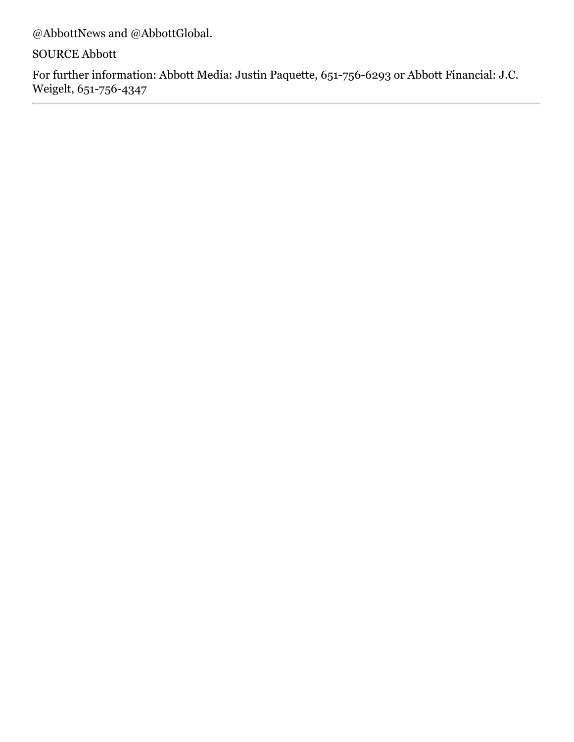@AbbottNews and @AbbottGlobal.

SOURCE Abbott

For further information: Abbott Media: Justin Paquette, 651-756-6293 or Abbott Financial: J.C. Weigelt, 651-756-4347

---